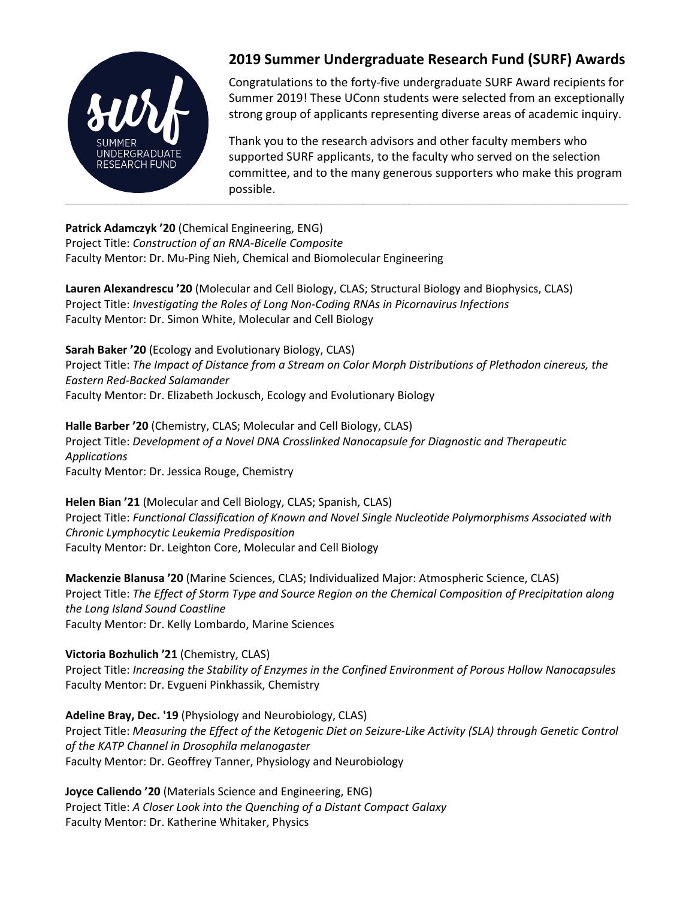## 2019 Summer Undergraduate Research Fund (SURF) Awards

Congratulations to the forty-five undergraduate SURF Award recipients for Summer 2019! These UConn students were selected from an exceptionally strong group of applicants representing diverse areas of academic inquiry.

Thank you to the research advisors and other faculty members who supported SURF applicants, to the faculty who served on the selection committee, and to the many generous supporters who make this program possible.

---

**Patrick Adamczyk ’20** (Chemical Engineering, ENG)
Project Title: *Construction of an RNA-Bicelle Composite*
Faculty Mentor: Dr. Mu-Ping Nieh, Chemical and Biomolecular Engineering

**Lauren Alexandrescu ’20** (Molecular and Cell Biology, CLAS; Structural Biology and Biophysics, CLAS)
Project Title: *Investigating the Roles of Long Non-Coding RNAs in Picornavirus Infections*
Faculty Mentor: Dr. Simon White, Molecular and Cell Biology

**Sarah Baker ’20** (Ecology and Evolutionary Biology, CLAS)
Project Title: *The Impact of Distance from a Stream on Color Morph Distributions of Plethodon cinereus, the Eastern Red-Backed Salamander*
Faculty Mentor: Dr. Elizabeth Jockusch, Ecology and Evolutionary Biology

**Halle Barber ’20** (Chemistry, CLAS; Molecular and Cell Biology, CLAS)
Project Title: *Development of a Novel DNA Crosslinked Nanocapsule for Diagnostic and Therapeutic Applications*
Faculty Mentor: Dr. Jessica Rouge, Chemistry

**Helen Bian ’21** (Molecular and Cell Biology, CLAS; Spanish, CLAS)
Project Title: *Functional Classification of Known and Novel Single Nucleotide Polymorphisms Associated with Chronic Lymphocytic Leukemia Predisposition*
Faculty Mentor: Dr. Leighton Core, Molecular and Cell Biology

**Mackenzie Blanusa ’20** (Marine Sciences, CLAS; Individualized Major: Atmospheric Science, CLAS)
Project Title: *The Effect of Storm Type and Source Region on the Chemical Composition of Precipitation along the Long Island Sound Coastline*
Faculty Mentor: Dr. Kelly Lombardo, Marine Sciences

**Victoria Bozhulich ’21** (Chemistry, CLAS)
Project Title: *Increasing the Stability of Enzymes in the Confined Environment of Porous Hollow Nanocapsules*
Faculty Mentor: Dr. Evgueni Pinkhassik, Chemistry

**Adeline Bray, Dec. '19** (Physiology and Neurobiology, CLAS)
Project Title: *Measuring the Effect of the Ketogenic Diet on Seizure-Like Activity (SLA) through Genetic Control of the KATP Channel in Drosophila melanogaster*
Faculty Mentor: Dr. Geoffrey Tanner, Physiology and Neurobiology

**Joyce Caliendo ’20** (Materials Science and Engineering, ENG)
Project Title: *A Closer Look into the Quenching of a Distant Compact Galaxy*
Faculty Mentor: Dr. Katherine Whitaker, Physics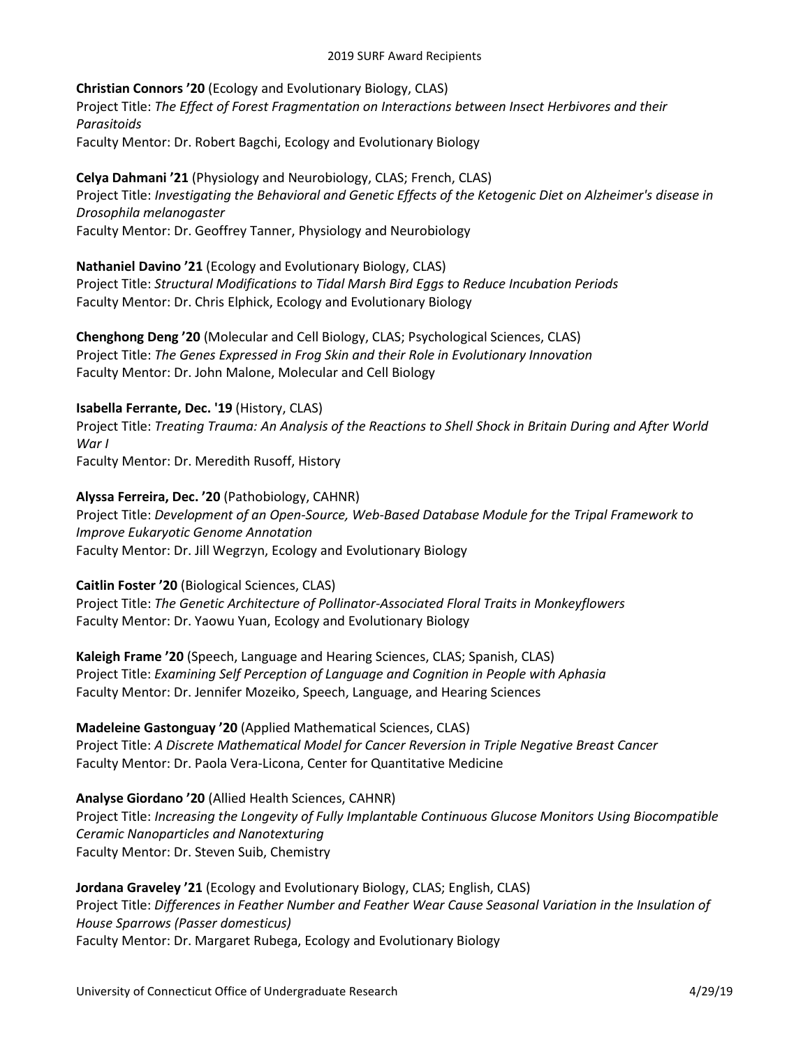**Christian Connors ’20** (Ecology and Evolutionary Biology, CLAS)
Project Title: *The Effect of Forest Fragmentation on Interactions between Insect Herbivores and their Parasitoids*
Faculty Mentor: Dr. Robert Bagchi, Ecology and Evolutionary Biology

**Celya Dahmani ’21** (Physiology and Neurobiology, CLAS; French, CLAS)
Project Title: *Investigating the Behavioral and Genetic Effects of the Ketogenic Diet on Alzheimer's disease in Drosophila melanogaster*
Faculty Mentor: Dr. Geoffrey Tanner, Physiology and Neurobiology

**Nathaniel Davino ’21** (Ecology and Evolutionary Biology, CLAS)
Project Title: *Structural Modifications to Tidal Marsh Bird Eggs to Reduce Incubation Periods*
Faculty Mentor: Dr. Chris Elphick, Ecology and Evolutionary Biology

**Chenghong Deng ’20** (Molecular and Cell Biology, CLAS; Psychological Sciences, CLAS)
Project Title: *The Genes Expressed in Frog Skin and their Role in Evolutionary Innovation*
Faculty Mentor: Dr. John Malone, Molecular and Cell Biology

**Isabella Ferrante, Dec. '19** (History, CLAS)
Project Title: *Treating Trauma: An Analysis of the Reactions to Shell Shock in Britain During and After World War I*
Faculty Mentor: Dr. Meredith Rusoff, History

**Alyssa Ferreira, Dec. ’20** (Pathobiology, CAHNR)
Project Title: *Development of an Open-Source, Web-Based Database Module for the Tripal Framework to Improve Eukaryotic Genome Annotation*
Faculty Mentor: Dr. Jill Wegrzyn, Ecology and Evolutionary Biology

**Caitlin Foster ’20** (Biological Sciences, CLAS)
Project Title: *The Genetic Architecture of Pollinator-Associated Floral Traits in Monkeyflowers*
Faculty Mentor: Dr. Yaowu Yuan, Ecology and Evolutionary Biology

**Kaleigh Frame ’20** (Speech, Language and Hearing Sciences, CLAS; Spanish, CLAS)
Project Title: *Examining Self Perception of Language and Cognition in People with Aphasia*
Faculty Mentor: Dr. Jennifer Mozeiko, Speech, Language, and Hearing Sciences

**Madeleine Gastonguay ’20** (Applied Mathematical Sciences, CLAS)
Project Title: *A Discrete Mathematical Model for Cancer Reversion in Triple Negative Breast Cancer*
Faculty Mentor: Dr. Paola Vera-Licona, Center for Quantitative Medicine

**Analyse Giordano ’20** (Allied Health Sciences, CAHNR)
Project Title: *Increasing the Longevity of Fully Implantable Continuous Glucose Monitors Using Biocompatible Ceramic Nanoparticles and Nanotexturing*
Faculty Mentor: Dr. Steven Suib, Chemistry

**Jordana Graveley ’21** (Ecology and Evolutionary Biology, CLAS; English, CLAS)
Project Title: *Differences in Feather Number and Feather Wear Cause Seasonal Variation in the Insulation of House Sparrows (Passer domesticus)*
Faculty Mentor: Dr. Margaret Rubega, Ecology and Evolutionary Biology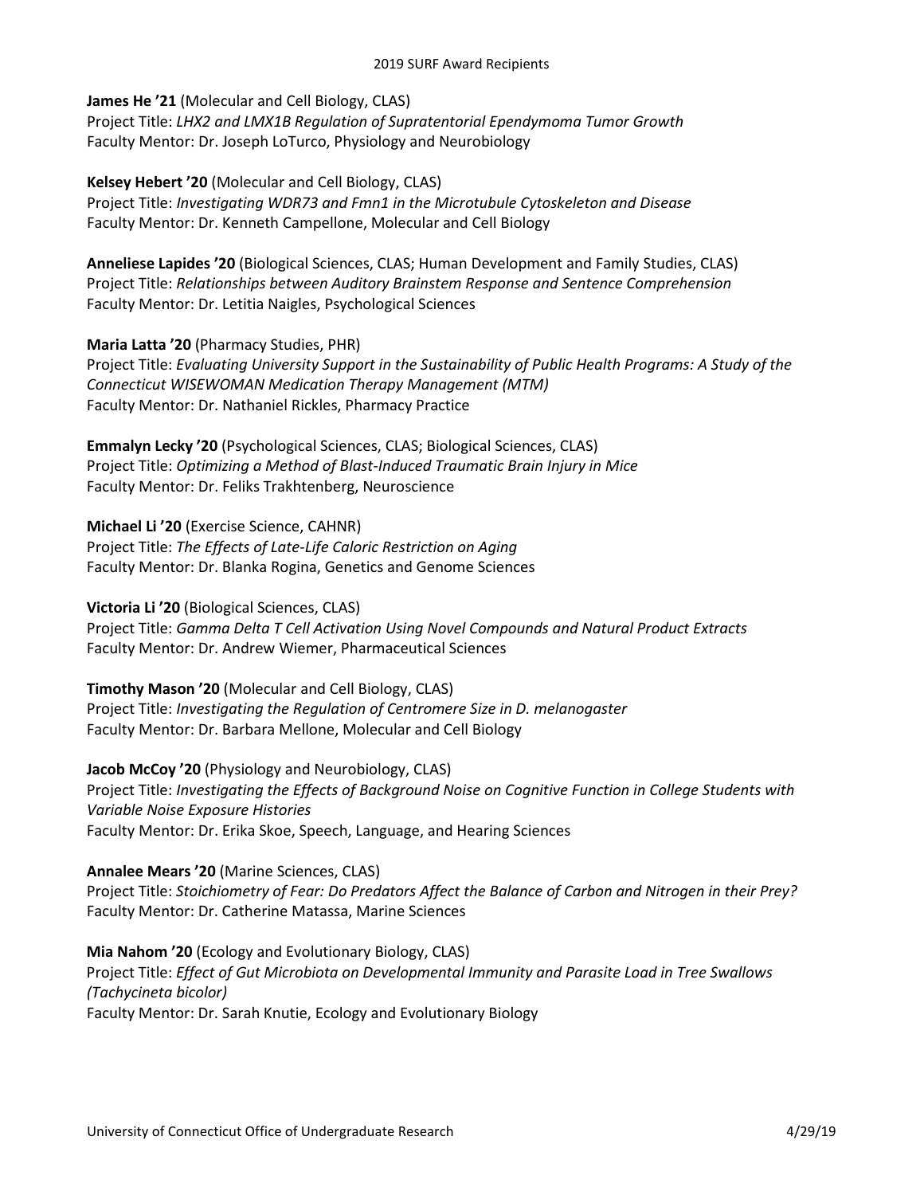**James He ’21** (Molecular and Cell Biology, CLAS)
Project Title: *LHX2 and LMX1B Regulation of Supratentorial Ependymoma Tumor Growth*
Faculty Mentor: Dr. Joseph LoTurco, Physiology and Neurobiology

**Kelsey Hebert ’20** (Molecular and Cell Biology, CLAS)
Project Title: *Investigating WDR73 and Fmn1 in the Microtubule Cytoskeleton and Disease*
Faculty Mentor: Dr. Kenneth Campellone, Molecular and Cell Biology

**Anneliese Lapides ’20** (Biological Sciences, CLAS; Human Development and Family Studies, CLAS)
Project Title: *Relationships between Auditory Brainstem Response and Sentence Comprehension*
Faculty Mentor: Dr. Letitia Naigles, Psychological Sciences

**Maria Latta ’20** (Pharmacy Studies, PHR)
Project Title: *Evaluating University Support in the Sustainability of Public Health Programs: A Study of the Connecticut WISEWOMAN Medication Therapy Management (MTM)*
Faculty Mentor: Dr. Nathaniel Rickles, Pharmacy Practice

**Emmalyn Lecky ’20** (Psychological Sciences, CLAS; Biological Sciences, CLAS)
Project Title: *Optimizing a Method of Blast-Induced Traumatic Brain Injury in Mice*
Faculty Mentor: Dr. Feliks Trakhtenberg, Neuroscience

**Michael Li ’20** (Exercise Science, CAHNR)
Project Title: *The Effects of Late-Life Caloric Restriction on Aging*
Faculty Mentor: Dr. Blanka Rogina, Genetics and Genome Sciences

**Victoria Li ’20** (Biological Sciences, CLAS)
Project Title: *Gamma Delta T Cell Activation Using Novel Compounds and Natural Product Extracts*
Faculty Mentor: Dr. Andrew Wiemer, Pharmaceutical Sciences

**Timothy Mason ’20** (Molecular and Cell Biology, CLAS)
Project Title: *Investigating the Regulation of Centromere Size in D. melanogaster*
Faculty Mentor: Dr. Barbara Mellone, Molecular and Cell Biology

**Jacob McCoy ’20** (Physiology and Neurobiology, CLAS)
Project Title: *Investigating the Effects of Background Noise on Cognitive Function in College Students with Variable Noise Exposure Histories*
Faculty Mentor: Dr. Erika Skoe, Speech, Language, and Hearing Sciences

**Annalee Mears ’20** (Marine Sciences, CLAS)
Project Title: *Stoichiometry of Fear: Do Predators Affect the Balance of Carbon and Nitrogen in their Prey?*
Faculty Mentor: Dr. Catherine Matassa, Marine Sciences

**Mia Nahom ’20** (Ecology and Evolutionary Biology, CLAS)
Project Title: *Effect of Gut Microbiota on Developmental Immunity and Parasite Load in Tree Swallows (Tachycineta bicolor)*
Faculty Mentor: Dr. Sarah Knutie, Ecology and Evolutionary Biology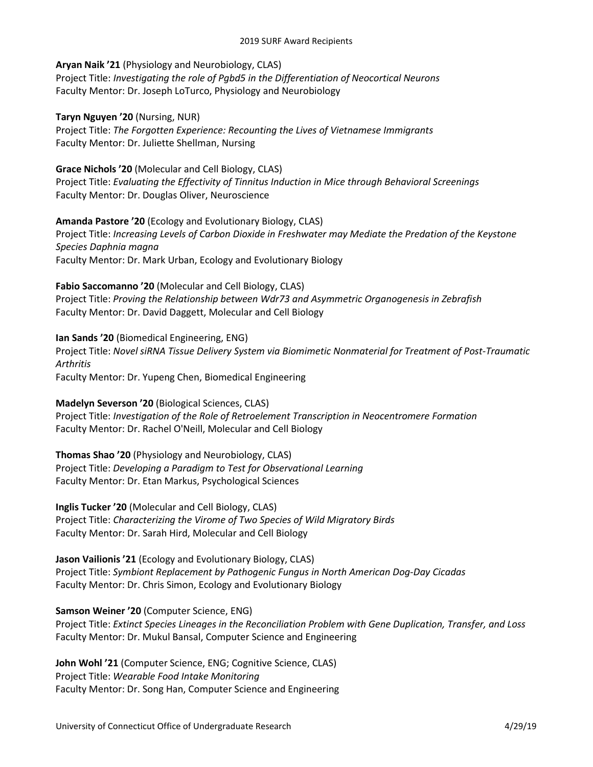**Aryan Naik ’21** (Physiology and Neurobiology, CLAS)
Project Title: *Investigating the role of Pgbd5 in the Differentiation of Neocortical Neurons*
Faculty Mentor: Dr. Joseph LoTurco, Physiology and Neurobiology

**Taryn Nguyen ’20** (Nursing, NUR)
Project Title: *The Forgotten Experience: Recounting the Lives of Vietnamese Immigrants*
Faculty Mentor: Dr. Juliette Shellman, Nursing

**Grace Nichols ’20** (Molecular and Cell Biology, CLAS)
Project Title: *Evaluating the Effectivity of Tinnitus Induction in Mice through Behavioral Screenings*
Faculty Mentor: Dr. Douglas Oliver, Neuroscience

**Amanda Pastore ’20** (Ecology and Evolutionary Biology, CLAS)
Project Title: *Increasing Levels of Carbon Dioxide in Freshwater may Mediate the Predation of the Keystone Species Daphnia magna*
Faculty Mentor: Dr. Mark Urban, Ecology and Evolutionary Biology

**Fabio Saccomanno ’20** (Molecular and Cell Biology, CLAS)
Project Title: *Proving the Relationship between Wdr73 and Asymmetric Organogenesis in Zebrafish*
Faculty Mentor: Dr. David Daggett, Molecular and Cell Biology

**Ian Sands ’20** (Biomedical Engineering, ENG)
Project Title: *Novel siRNA Tissue Delivery System via Biomimetic Nonmaterial for Treatment of Post-Traumatic Arthritis*
Faculty Mentor: Dr. Yupeng Chen, Biomedical Engineering

**Madelyn Severson ’20** (Biological Sciences, CLAS)
Project Title: *Investigation of the Role of Retroelement Transcription in Neocentromere Formation*
Faculty Mentor: Dr. Rachel O'Neill, Molecular and Cell Biology

**Thomas Shao ’20** (Physiology and Neurobiology, CLAS)
Project Title: *Developing a Paradigm to Test for Observational Learning*
Faculty Mentor: Dr. Etan Markus, Psychological Sciences

**Inglis Tucker ’20** (Molecular and Cell Biology, CLAS)
Project Title: *Characterizing the Virome of Two Species of Wild Migratory Birds*
Faculty Mentor: Dr. Sarah Hird, Molecular and Cell Biology

**Jason Vailionis ’21** (Ecology and Evolutionary Biology, CLAS)
Project Title: *Symbiont Replacement by Pathogenic Fungus in North American Dog-Day Cicadas*
Faculty Mentor: Dr. Chris Simon, Ecology and Evolutionary Biology

**Samson Weiner ’20** (Computer Science, ENG)
Project Title: *Extinct Species Lineages in the Reconciliation Problem with Gene Duplication, Transfer, and Loss*
Faculty Mentor: Dr. Mukul Bansal, Computer Science and Engineering

**John Wohl ’21** (Computer Science, ENG; Cognitive Science, CLAS)
Project Title: *Wearable Food Intake Monitoring*
Faculty Mentor: Dr. Song Han, Computer Science and Engineering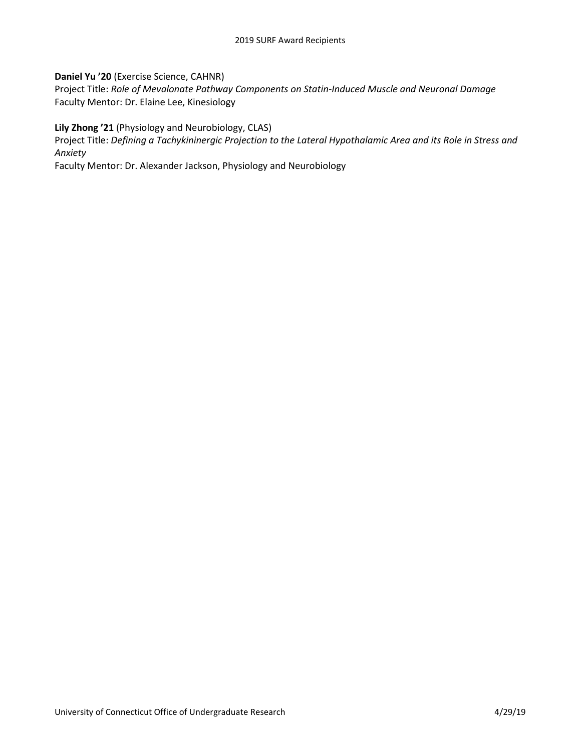**Daniel Yu ’20** (Exercise Science, CAHNR)
Project Title: *Role of Mevalonate Pathway Components on Statin-Induced Muscle and Neuronal Damage*
Faculty Mentor: Dr. Elaine Lee, Kinesiology

**Lily Zhong ’21** (Physiology and Neurobiology, CLAS)
Project Title: *Defining a Tachykininergic Projection to the Lateral Hypothalamic Area and its Role in Stress and Anxiety*
Faculty Mentor: Dr. Alexander Jackson, Physiology and Neurobiology